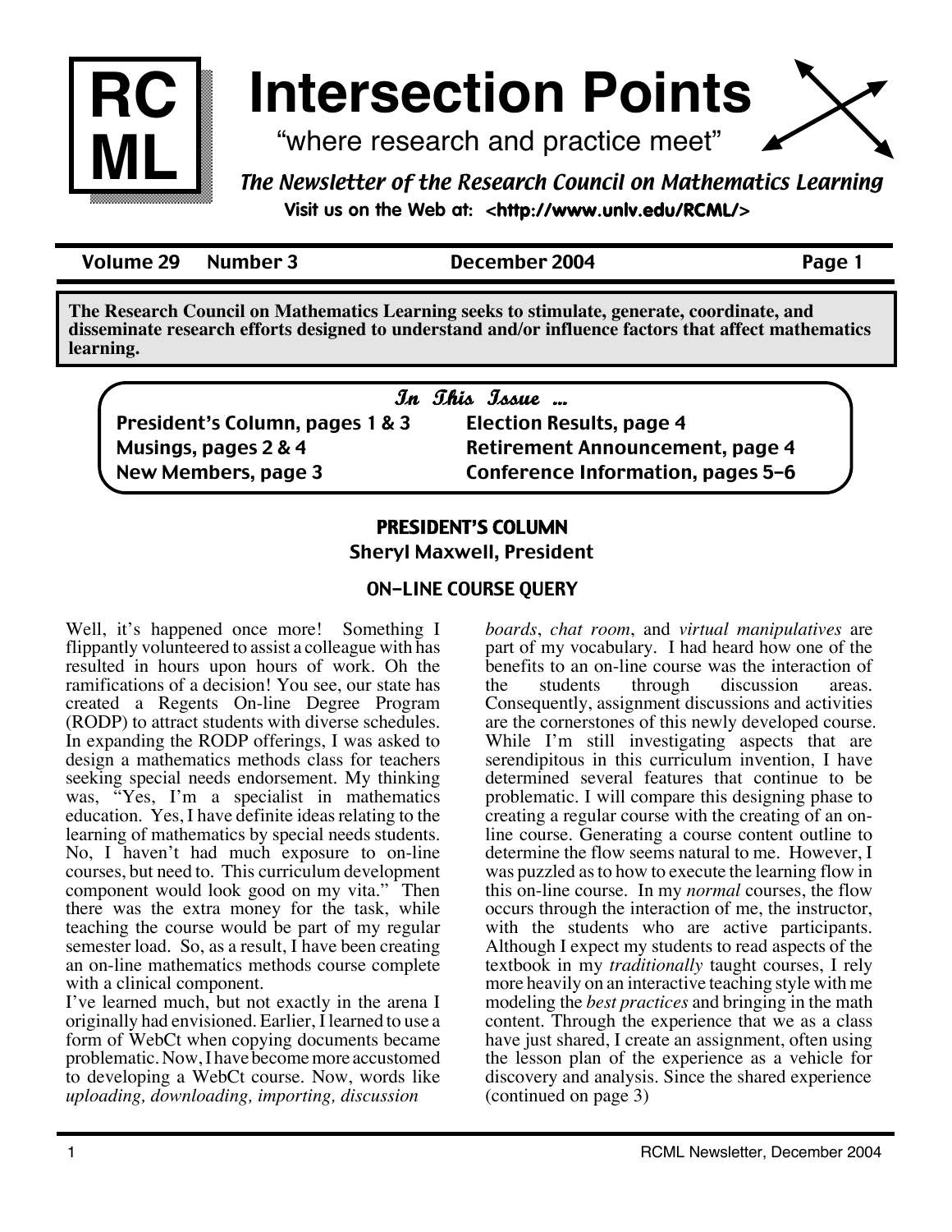# Intersection Points

"where research and practice meet"

*The Newsletter of the Research Council on Mathematics Learning*

Visit us on the Web at: <http://www.unlv.edu/RCML/>

**Volume 29 Number 3 December 2004**

**The Research Council on Mathematics Learning seeks to stimulate, generate, coordinate, and disseminate research efforts designed to understand and/or influence factors that affect mathematics learning.**

### In This Issue ...

- President's Column, pages 1 & 3
- Musings, pages 2 & 4
- New Members, page 3
- Election Results, page 4
- Retirement Announcement, page 4
- Conference Information, pages 5–6

## PRESIDENT'S COLUMN

**Sheryl Maxwell, President**

### ON-LINE COURSE QUERY

Well, it's happened once more! Something I flippantly volunteered to assist a colleague with has resulted in hours upon hours of work. Oh the ramifications of a decision! You see, our state has created a Regents On-line Degree Program (RODP) to attract students with diverse schedules. In expanding the RODP offerings, I was asked to design a mathematics methods class for teachers seeking special needs endorsement. My thinking was, "Yes, I'm a specialist in mathematics education. Yes, I have definite ideas relating to the learning of mathematics by special needs students. No, I haven't had much exposure to on-line courses, but need to. This curriculum development component would look good on my vita." Then there was the extra money for the task, while teaching the course would be part of my regular semester load. So, as a result, I have been creating an on-line mathematics methods course complete with a clinical component.

I've learned much, but not exactly in the arena I originally had envisioned. Earlier, I learned to use a form of WebCt when copying documents became problematic. Now, I have become more accustomed to developing a WebCt course. Now, words like *uploading, downloading, importing, discussion boards*, *chat room*, and *virtual manipulatives* are part of my vocabulary. I had heard how one of the benefits to an on-line course was the interaction of the students through discussion areas. Consequently, assignment discussions and activities are the cornerstones of this newly developed course. While I'm still investigating aspects that are serendipitous in this curriculum invention, I have determined several features that continue to be problematic. I will compare this designing phase to creating a regular course with the creating of an on-line course. Generating a course content outline to determine the flow seems natural to me. However, I was puzzled as to how to execute the learning flow in this on-line course. In my *normal* courses, the flow occurs through the interaction of me, the instructor, with the students who are active participants. Although I expect my students to read aspects of the textbook in my *traditionally* taught courses, I rely more heavily on an interactive teaching style with me modeling the *best practices* and bringing in the math content. Through the experience that we as a class have just shared, I create an assignment, often using the lesson plan of the experience as a vehicle for discovery and analysis. Since the shared experience (continued on page 3)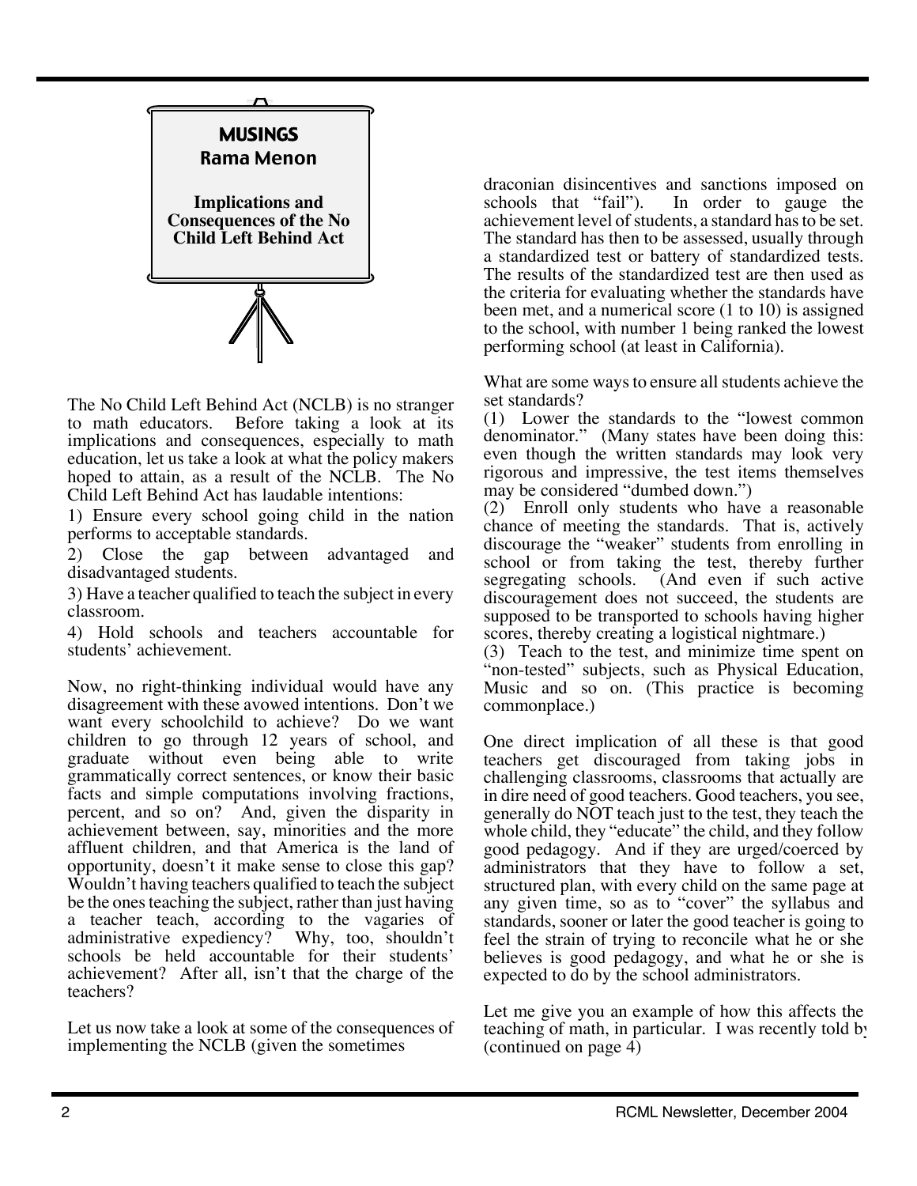## MUSINGS

### Rama Menon

### Implications and Consequences of the No Child Left Behind Act

The No Child Left Behind Act (NCLB) is no stranger to math educators. Before taking a look at its implications and consequences, especially to math education, let us take a look at what the policy makers hoped to attain, as a result of the NCLB. The No Child Left Behind Act has laudable intentions:

1) Ensure every school going child in the nation performs to acceptable standards.

2) Close the gap between advantaged and disadvantaged students.

3) Have a teacher qualified to teach the subject in every classroom.

4) Hold schools and teachers accountable for students' achievement.

Now, no right-thinking individual would have any disagreement with these avowed intentions. Don't we want every schoolchild to achieve? Do we want children to go through 12 years of school, and graduate without even being able to write grammatically correct sentences, or know their basic facts and simple computations involving fractions, percent, and so on? And, given the disparity in achievement between, say, minorities and the more affluent children, and that America is the land of opportunity, doesn't it make sense to close this gap? Wouldn't having teachers qualified to teach the subject be the ones teaching the subject, rather than just having a teacher teach, according to the vagaries of administrative expediency? Why, too, shouldn't schools be held accountable for their students' achievement? After all, isn't that the charge of the teachers?

Let us now take a look at some of the consequences of implementing the NCLB (given the sometimes draconian disincentives and sanctions imposed on schools that "fail"). In order to gauge the achievement level of students, a standard has to be set. The standard has then to be assessed, usually through a standardized test or battery of standardized tests. The results of the standardized test are then used as the criteria for evaluating whether the standards have been met, and a numerical score (1 to 10) is assigned to the school, with number 1 being ranked the lowest performing school (at least in California).

What are some ways to ensure all students achieve the set standards?

(1) Lower the standards to the "lowest common denominator." (Many states have been doing this: even though the written standards may look very rigorous and impressive, the test items themselves may be considered "dumbed down.")

(2) Enroll only students who have a reasonable chance of meeting the standards. That is, actively discourage the "weaker" students from enrolling in school or from taking the test, thereby further segregating schools. (And even if such active discouragement does not succeed, the students are supposed to be transported to schools having higher scores, thereby creating a logistical nightmare.)

(3) Teach to the test, and minimize time spent on "non-tested" subjects, such as Physical Education, Music and so on. (This practice is becoming commonplace.)

One direct implication of all these is that good teachers get discouraged from taking jobs in challenging classrooms, classrooms that actually are in dire need of good teachers. Good teachers, you see, generally do NOT teach just to the test, they teach the whole child, they "educate" the child, and they follow good pedagogy. And if they are urged/coerced by administrators that they have to follow a set, structured plan, with every child on the same page at any given time, so as to "cover" the syllabus and standards, sooner or later the good teacher is going to feel the strain of trying to reconcile what he or she believes is good pedagogy, and what he or she is expected to do by the school administrators.

Let me give you an example of how this affects the teaching of math, in particular. I was recently told by (continued on page 4)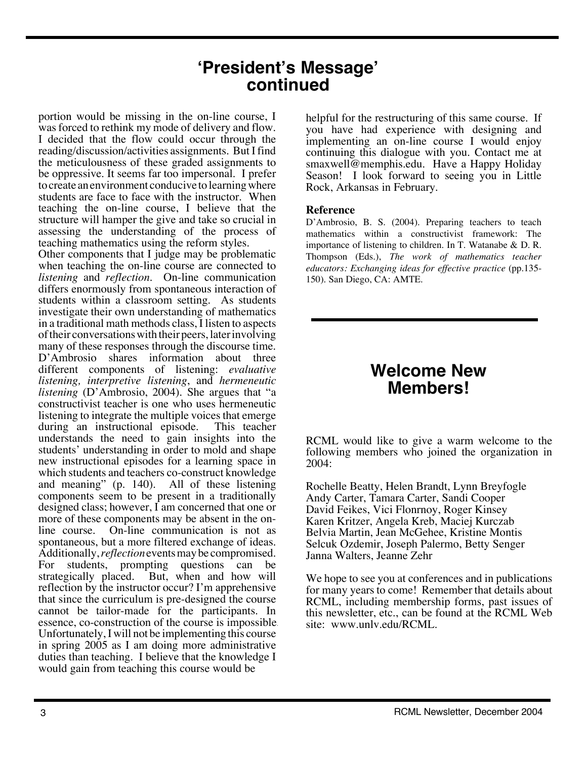# 'President's Message' continued

portion would be missing in the on-line course, I was forced to rethink my mode of delivery and flow. I decided that the flow could occur through the reading/discussion/activities assignments. But I find the meticulousness of these graded assignments to be oppressive. It seems far too impersonal. I prefer to create an environment conducive to learning where students are face to face with the instructor. When teaching the on-line course, I believe that the structure will hamper the give and take so crucial in assessing the understanding of the process of teaching mathematics using the reform styles.

Other components that I judge may be problematic when teaching the on-line course are connected to *listening* and *reflection*. On-line communication differs enormously from spontaneous interaction of students within a classroom setting. As students investigate their own understanding of mathematics in a traditional math methods class, I listen to aspects of their conversations with their peers, later involving many of these responses through the discourse time. D'Ambrosio shares information about three different components of listening: *evaluative listening, interpretive listening*, and *hermeneutic listening* (D'Ambrosio, 2004). She argues that "a constructivist teacher is one who uses hermeneutic listening to integrate the multiple voices that emerge during an instructional episode. This teacher understands the need to gain insights into the students' understanding in order to mold and shape new instructional episodes for a learning space in which students and teachers co-construct knowledge and meaning" (p. 140). All of these listening components seem to be present in a traditionally designed class; however, I am concerned that one or more of these components may be absent in the on-line course. On-line communication is not as spontaneous, but a more filtered exchange of ideas. Additionally, *reflection* events may be compromised. For students, prompting questions can be strategically placed. But, when and how will reflection by the instructor occur? I'm apprehensive that since the curriculum is pre-designed the course cannot be tailor-made for the participants. In essence, co-construction of the course is impossible. Unfortunately, I will not be implementing this course in spring 2005 as I am doing more administrative duties than teaching. I believe that the knowledge I would gain from teaching this course would be helpful for the restructuring of this same course. If you have had experience with designing and implementing an on-line course I would enjoy continuing this dialogue with you. Contact me at smaxwell@memphis.edu. Have a Happy Holiday Season! I look forward to seeing you in Little Rock, Arkansas in February.

**Reference**

D'Ambrosio, B. S. (2004). Preparing teachers to teach mathematics within a constructivist framework: The importance of listening to children. In T. Watanabe & D. R. Thompson (Eds.), *The work of mathematics teacher educators: Exchanging ideas for effective practice* (pp.135-150). San Diego, CA: AMTE.

# Welcome New Members!

RCML would like to give a warm welcome to the following members who joined the organization in 2004:

Rochelle Beatty, Helen Brandt, Lynn Breyfogle
Andy Carter, Tamara Carter, Sandi Cooper
David Feikes, Vici Flonrnoy, Roger Kinsey
Karen Kritzer, Angela Kreb, Maciej Kurczab
Belvia Martin, Jean McGehee, Kristine Montis
Selcuk Ozdemir, Joseph Palermo, Betty Senger
Janna Walters, Jeanne Zehr

We hope to see you at conferences and in publications for many years to come! Remember that details about RCML, including membership forms, past issues of this newsletter, etc., can be found at the RCML Web site: www.unlv.edu/RCML.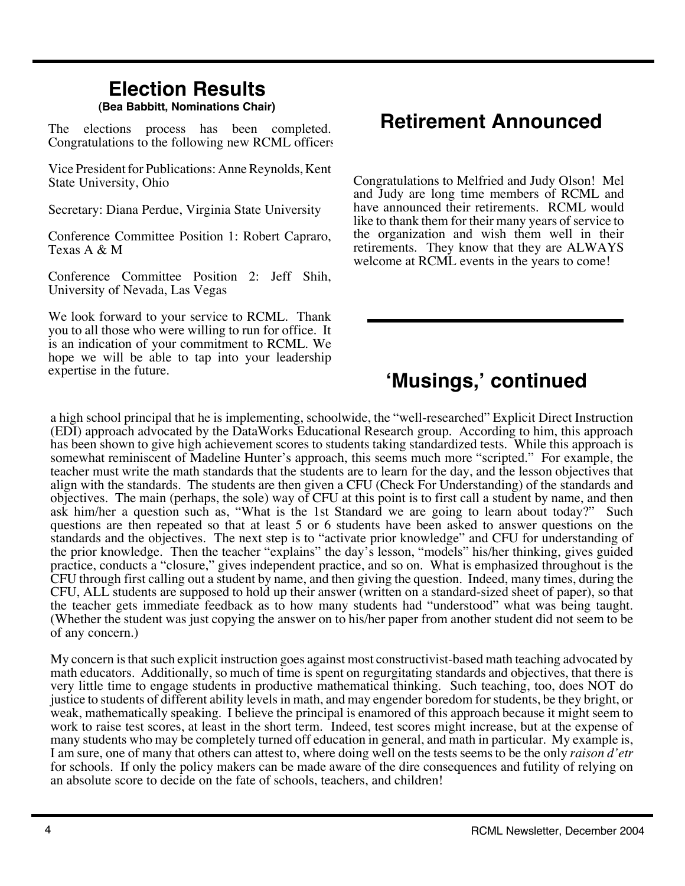## Election Results

**(Bea Babbitt, Nominations Chair)**

The elections process has been completed. Congratulations to the following new RCML officers

Vice President for Publications: Anne Reynolds, Kent State University, Ohio

Secretary: Diana Perdue, Virginia State University

Conference Committee Position 1: Robert Capraro, Texas A & M

Conference Committee Position 2: Jeff Shih, University of Nevada, Las Vegas

We look forward to your service to RCML. Thank you to all those who were willing to run for office. It is an indication of your commitment to RCML. We hope we will be able to tap into your leadership expertise in the future.

## Retirement Announced

Congratulations to Melfried and Judy Olson! Mel and Judy are long time members of RCML and have announced their retirements. RCML would like to thank them for their many years of service to the organization and wish them well in their retirements. They know that they are ALWAYS welcome at RCML events in the years to come!

## 'Musings,' continued

a high school principal that he is implementing, schoolwide, the "well-researched" Explicit Direct Instruction (EDI) approach advocated by the DataWorks Educational Research group. According to him, this approach has been shown to give high achievement scores to students taking standardized tests. While this approach is somewhat reminiscent of Madeline Hunter's approach, this seems much more "scripted." For example, the teacher must write the math standards that the students are to learn for the day, and the lesson objectives that align with the standards. The students are then given a CFU (Check For Understanding) of the standards and objectives. The main (perhaps, the sole) way of CFU at this point is to first call a student by name, and then ask him/her a question such as, "What is the 1st Standard we are going to learn about today?" Such questions are then repeated so that at least 5 or 6 students have been asked to answer questions on the standards and the objectives. The next step is to "activate prior knowledge" and CFU for understanding of the prior knowledge. Then the teacher "explains" the day's lesson, "models" his/her thinking, gives guided practice, conducts a "closure," gives independent practice, and so on. What is emphasized throughout is the CFU through first calling out a student by name, and then giving the question. Indeed, many times, during the CFU, ALL students are supposed to hold up their answer (written on a standard-sized sheet of paper), so that the teacher gets immediate feedback as to how many students had "understood" what was being taught. (Whether the student was just copying the answer on to his/her paper from another student did not seem to be of any concern.)

My concern is that such explicit instruction goes against most constructivist-based math teaching advocated by math educators. Additionally, so much of time is spent on regurgitating standards and objectives, that there is very little time to engage students in productive mathematical thinking. Such teaching, too, does NOT do justice to students of different ability levels in math, and may engender boredom for students, be they bright, or weak, mathematically speaking. I believe the principal is enamored of this approach because it might seem to work to raise test scores, at least in the short term. Indeed, test scores might increase, but at the expense of many students who may be completely turned off education in general, and math in particular. My example is, I am sure, one of many that others can attest to, where doing well on the tests seems to be the only *raison d'etr* for schools. If only the policy makers can be made aware of the dire consequences and futility of relying on an absolute score to decide on the fate of schools, teachers, and children!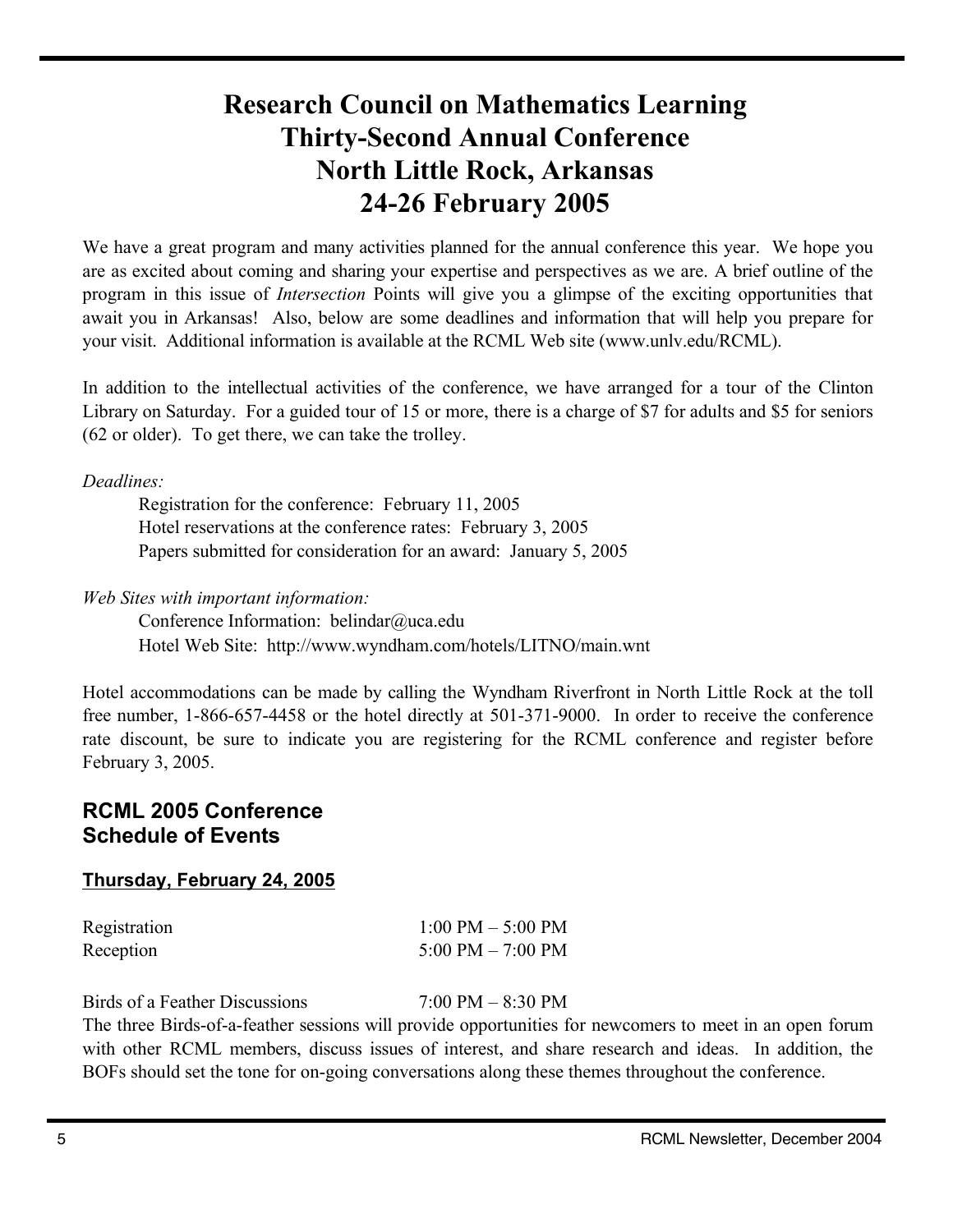# Research Council on Mathematics Learning
# Thirty-Second Annual Conference
# North Little Rock, Arkansas
# 24-26 February 2005

We have a great program and many activities planned for the annual conference this year. We hope you are as excited about coming and sharing your expertise and perspectives as we are. A brief outline of the program in this issue of *Intersection* Points will give you a glimpse of the exciting opportunities that await you in Arkansas! Also, below are some deadlines and information that will help you prepare for your visit. Additional information is available at the RCML Web site (www.unlv.edu/RCML).

In addition to the intellectual activities of the conference, we have arranged for a tour of the Clinton Library on Saturday. For a guided tour of 15 or more, there is a charge of $7 for adults and $5 for seniors (62 or older). To get there, we can take the trolley.

*Deadlines:*

Registration for the conference: February 11, 2005
Hotel reservations at the conference rates: February 3, 2005
Papers submitted for consideration for an award: January 5, 2005

*Web Sites with important information:*

Conference Information: belindar@uca.edu
Hotel Web Site: http://www.wyndham.com/hotels/LITNO/main.wnt

Hotel accommodations can be made by calling the Wyndham Riverfront in North Little Rock at the toll free number, 1-866-657-4458 or the hotel directly at 501-371-9000. In order to receive the conference rate discount, be sure to indicate you are registering for the RCML conference and register before February 3, 2005.

## RCML 2005 Conference Schedule of Events

### Thursday, February 24, 2005

Registration 1:00 PM – 5:00 PM
Reception 5:00 PM – 7:00 PM

Birds of a Feather Discussions 7:00 PM – 8:30 PM

The three Birds-of-a-feather sessions will provide opportunities for newcomers to meet in an open forum with other RCML members, discuss issues of interest, and share research and ideas. In addition, the BOFs should set the tone for on-going conversations along these themes throughout the conference.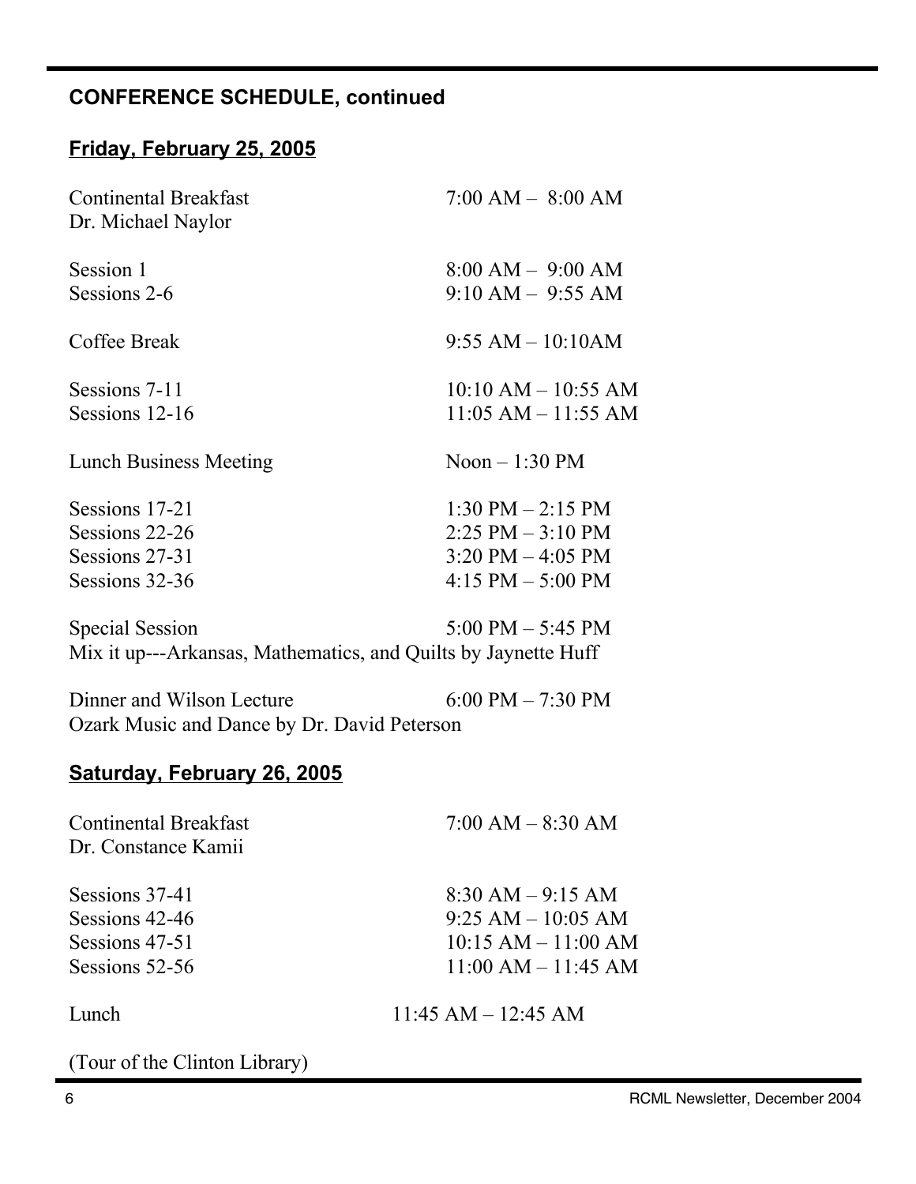## CONFERENCE SCHEDULE, continued

### Friday, February 25, 2005

| | |
|---|---|
| Continental Breakfast<br>Dr. Michael Naylor | 7:00 AM – 8:00 AM |
| Session 1 | 8:00 AM – 9:00 AM |
| Sessions 2-6 | 9:10 AM – 9:55 AM |
| Coffee Break | 9:55 AM – 10:10AM |
| Sessions 7-11 | 10:10 AM – 10:55 AM |
| Sessions 12-16 | 11:05 AM – 11:55 AM |
| Lunch Business Meeting | Noon – 1:30 PM |
| Sessions 17-21 | 1:30 PM – 2:15 PM |
| Sessions 22-26 | 2:25 PM – 3:10 PM |
| Sessions 27-31 | 3:20 PM – 4:05 PM |
| Sessions 32-36 | 4:15 PM – 5:00 PM |
| Special Session | 5:00 PM – 5:45 PM |

Mix it up---Arkansas, Mathematics, and Quilts by Jaynette Huff

| | |
|---|---|
| Dinner and Wilson Lecture | 6:00 PM – 7:30 PM |

Ozark Music and Dance by Dr. David Peterson

### Saturday, February 26, 2005

| | |
|---|---|
| Continental Breakfast<br>Dr. Constance Kamii | 7:00 AM – 8:30 AM |
| Sessions 37-41 | 8:30 AM – 9:15 AM |
| Sessions 42-46 | 9:25 AM – 10:05 AM |
| Sessions 47-51 | 10:15 AM – 11:00 AM |
| Sessions 52-56 | 11:00 AM – 11:45 AM |
| Lunch | 11:45 AM – 12:45 AM |

(Tour of the Clinton Library)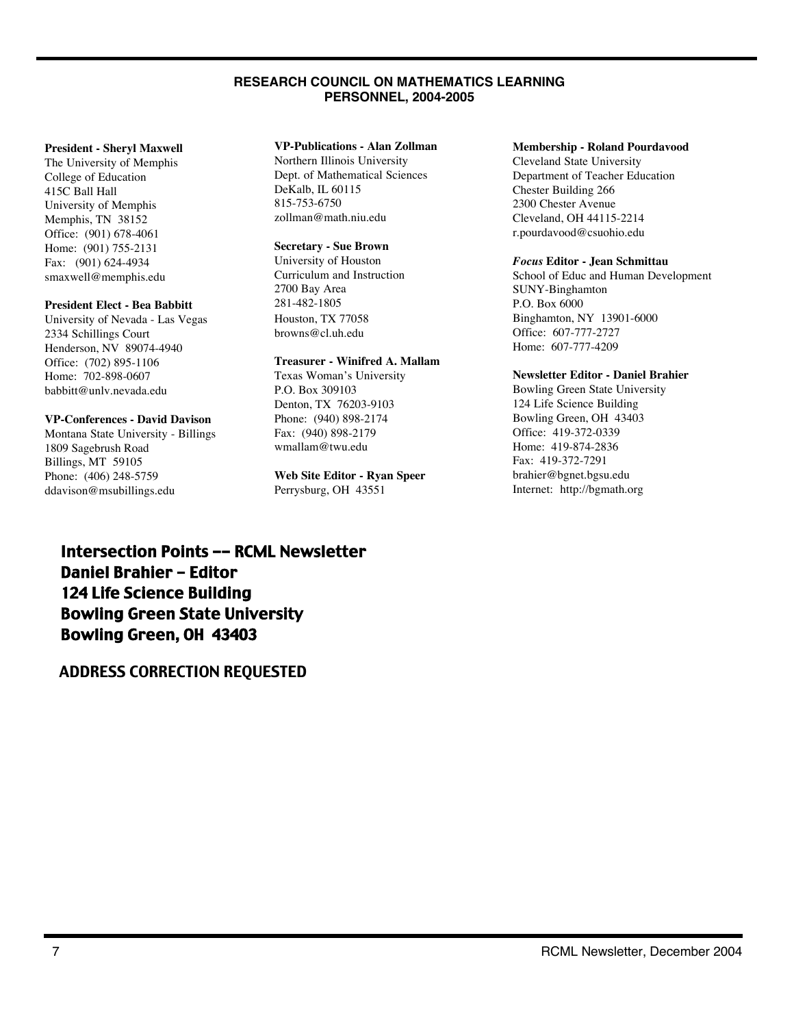## RESEARCH COUNCIL ON MATHEMATICS LEARNING
## PERSONNEL, 2004-2005

**President - Sheryl Maxwell**
The University of Memphis
College of Education
415C Ball Hall
University of Memphis
Memphis, TN 38152
Office: (901) 678-4061
Home: (901) 755-2131
Fax: (901) 624-4934
smaxwell@memphis.edu

**President Elect - Bea Babbitt**
University of Nevada - Las Vegas
2334 Schillings Court
Henderson, NV 89074-4940
Office: (702) 895-1106
Home: 702-898-0607
babbitt@unlv.nevada.edu

**VP-Conferences - David Davison**
Montana State University - Billings
1809 Sagebrush Road
Billings, MT 59105
Phone: (406) 248-5759
ddavison@msubillings.edu

**VP-Publications - Alan Zollman**
Northern Illinois University
Dept. of Mathematical Sciences
DeKalb, IL 60115
815-753-6750
zollman@math.niu.edu

**Secretary - Sue Brown**
University of Houston
Curriculum and Instruction
2700 Bay Area
281-482-1805
Houston, TX 77058
browns@cl.uh.edu

**Treasurer - Winifred A. Mallam**
Texas Woman's University
P.O. Box 309103
Denton, TX 76203-9103
Phone: (940) 898-2174
Fax: (940) 898-2179
wmallam@twu.edu

**Web Site Editor - Ryan Speer**
Perrysburg, OH 43551

**Membership - Roland Pourdavood**
Cleveland State University
Department of Teacher Education
Chester Building 266
2300 Chester Avenue
Cleveland, OH 44115-2214
r.pourdavood@csuohio.edu

***Focus* Editor - Jean Schmittau**
School of Educ and Human Development
SUNY-Binghamton
P.O. Box 6000
Binghamton, NY 13901-6000
Office: 607-777-2727
Home: 607-777-4209

**Newsletter Editor - Daniel Brahier**
Bowling Green State University
124 Life Science Building
Bowling Green, OH 43403
Office: 419-372-0339
Home: 419-874-2836
Fax: 419-372-7291
brahier@bgnet.bgsu.edu
Internet: http://bgmath.org

**Intersection Points -- RCML Newsletter**
**Daniel Brahier – Editor**
**124 Life Science Building**
**Bowling Green State University**
**Bowling Green, OH 43403**

ADDRESS CORRECTION REQUESTED